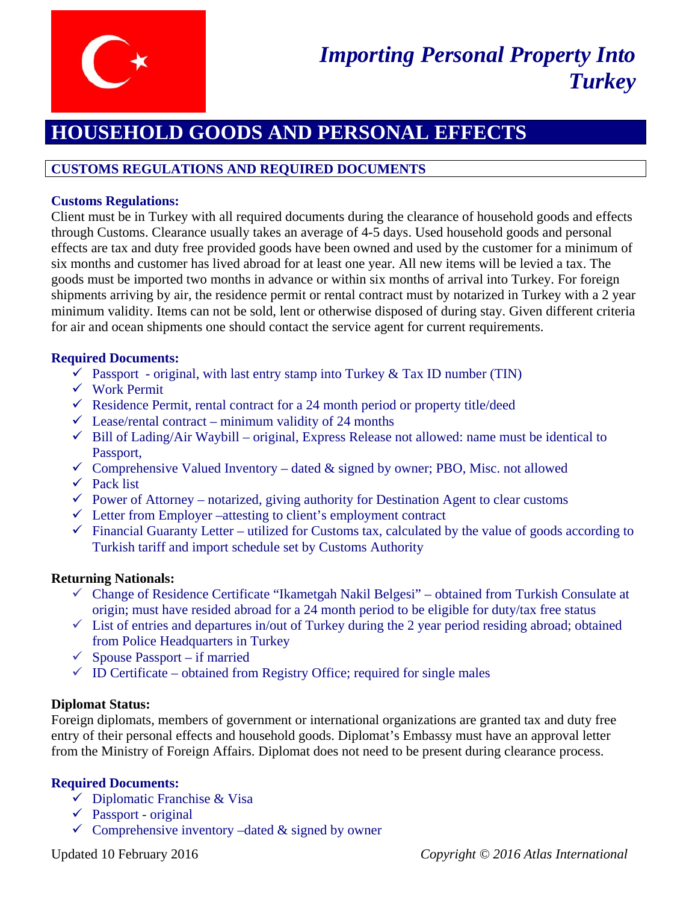# *Importing Personal Property Into Turkey*

## HOUSEHOLD GOODS AND PERSONAL EFFECTS

### CUSTOMS REGULATIONS AND REQUIRED DOCUMENTS

**Customs Regulations:**

Client must be in Turkey with all required documents during the clearance of household goods and effects through Customs. Clearance usually takes an average of 4-5 days. Used household goods and personal effects are tax and duty free provided goods have been owned and used by the customer for a minimum of six months and customer has lived abroad for at least one year. All new items will be levied a tax. The goods must be imported two months in advance or within six months of arrival into Turkey. For foreign shipments arriving by air, the residence permit or rental contract must by notarized in Turkey with a 2 year minimum validity. Items can not be sold, lent or otherwise disposed of during stay. Given different criteria for air and ocean shipments one should contact the service agent for current requirements.

**Required Documents:**

- ✓ Passport - original, with last entry stamp into Turkey & Tax ID number (TIN)
- ✓ Work Permit
- ✓ Residence Permit, rental contract for a 24 month period or property title/deed
- ✓ Lease/rental contract – minimum validity of 24 months
- ✓ Bill of Lading/Air Waybill – original, Express Release not allowed: name must be identical to Passport,
- ✓ Comprehensive Valued Inventory – dated & signed by owner; PBO, Misc. not allowed
- ✓ Pack list
- ✓ Power of Attorney – notarized, giving authority for Destination Agent to clear customs
- ✓ Letter from Employer –attesting to client's employment contract
- ✓ Financial Guaranty Letter – utilized for Customs tax, calculated by the value of goods according to Turkish tariff and import schedule set by Customs Authority

**Returning Nationals:**

- ✓ Change of Residence Certificate "Ikametgah Nakil Belgesi" – obtained from Turkish Consulate at origin; must have resided abroad for a 24 month period to be eligible for duty/tax free status
- ✓ List of entries and departures in/out of Turkey during the 2 year period residing abroad; obtained from Police Headquarters in Turkey
- ✓ Spouse Passport – if married
- ✓ ID Certificate – obtained from Registry Office; required for single males

**Diplomat Status:**

Foreign diplomats, members of government or international organizations are granted tax and duty free entry of their personal effects and household goods. Diplomat's Embassy must have an approval letter from the Ministry of Foreign Affairs. Diplomat does not need to be present during clearance process.

**Required Documents:**

- ✓ Diplomatic Franchise & Visa
- ✓ Passport - original
- ✓ Comprehensive inventory –dated & signed by owner

Updated 10 February 2016 *Copyright © 2016 Atlas International*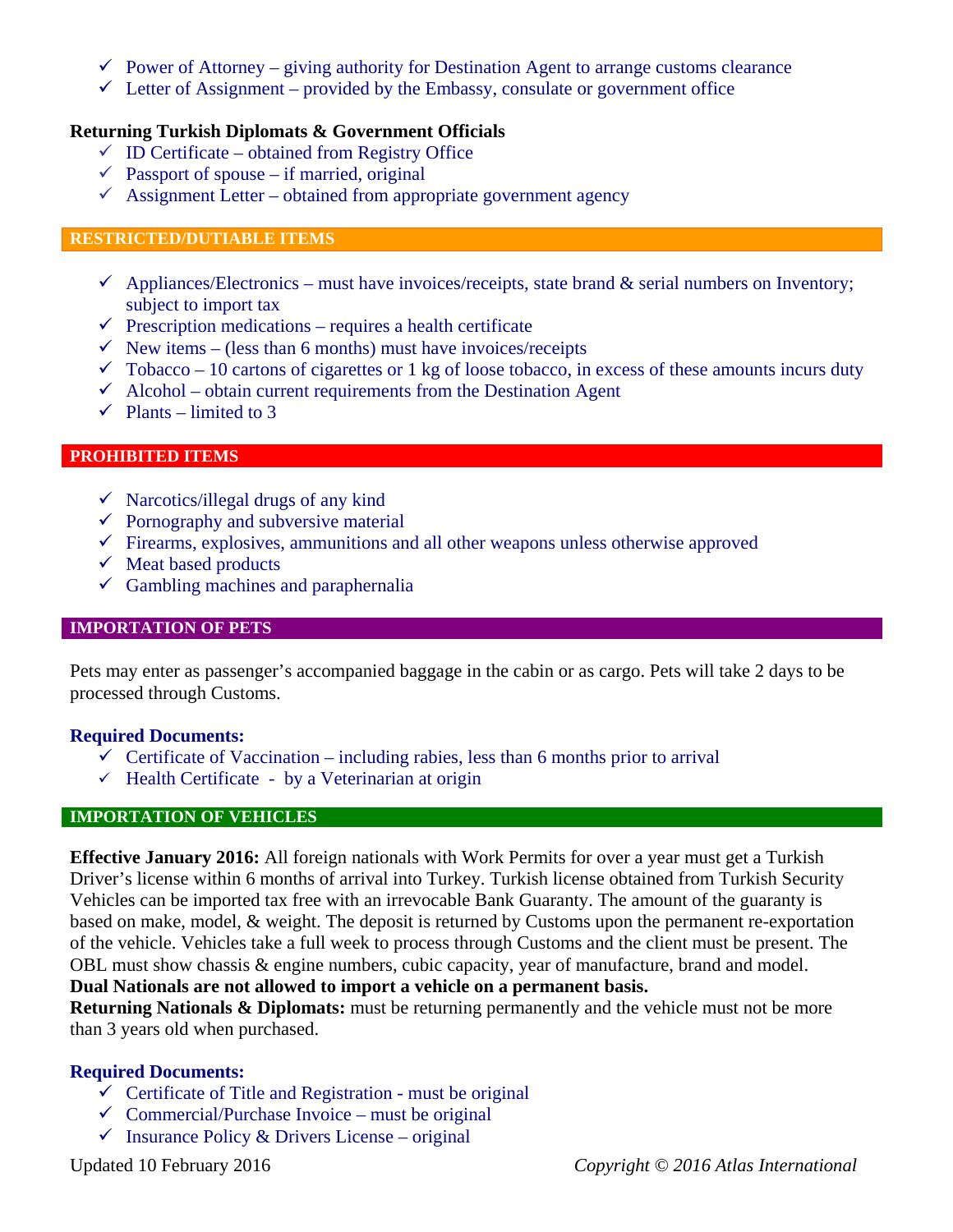- ✓ Power of Attorney – giving authority for Destination Agent to arrange customs clearance
- ✓ Letter of Assignment – provided by the Embassy, consulate or government office

**Returning Turkish Diplomats & Government Officials**

- ✓ ID Certificate – obtained from Registry Office
- ✓ Passport of spouse – if married, original
- ✓ Assignment Letter – obtained from appropriate government agency

## RESTRICTED/DUTIABLE ITEMS

- ✓ Appliances/Electronics – must have invoices/receipts, state brand & serial numbers on Inventory; subject to import tax
- ✓ Prescription medications – requires a health certificate
- ✓ New items – (less than 6 months) must have invoices/receipts
- ✓ Tobacco – 10 cartons of cigarettes or 1 kg of loose tobacco, in excess of these amounts incurs duty
- ✓ Alcohol – obtain current requirements from the Destination Agent
- ✓ Plants – limited to 3

## PROHIBITED ITEMS

- ✓ Narcotics/illegal drugs of any kind
- ✓ Pornography and subversive material
- ✓ Firearms, explosives, ammunitions and all other weapons unless otherwise approved
- ✓ Meat based products
- ✓ Gambling machines and paraphernalia

## IMPORTATION OF PETS

Pets may enter as passenger's accompanied baggage in the cabin or as cargo. Pets will take 2 days to be processed through Customs.

**Required Documents:**

- ✓ Certificate of Vaccination – including rabies, less than 6 months prior to arrival
- ✓ Health Certificate - by a Veterinarian at origin

## IMPORTATION OF VEHICLES

**Effective January 2016:** All foreign nationals with Work Permits for over a year must get a Turkish Driver's license within 6 months of arrival into Turkey. Turkish license obtained from Turkish Security Vehicles can be imported tax free with an irrevocable Bank Guaranty. The amount of the guaranty is based on make, model, & weight. The deposit is returned by Customs upon the permanent re-exportation of the vehicle. Vehicles take a full week to process through Customs and the client must be present. The OBL must show chassis & engine numbers, cubic capacity, year of manufacture, brand and model.
**Dual Nationals are not allowed to import a vehicle on a permanent basis.**
**Returning Nationals & Diplomats:** must be returning permanently and the vehicle must not be more than 3 years old when purchased.

**Required Documents:**

- ✓ Certificate of Title and Registration - must be original
- ✓ Commercial/Purchase Invoice – must be original
- ✓ Insurance Policy & Drivers License – original

Updated 10 February 2016 *Copyright © 2016 Atlas International*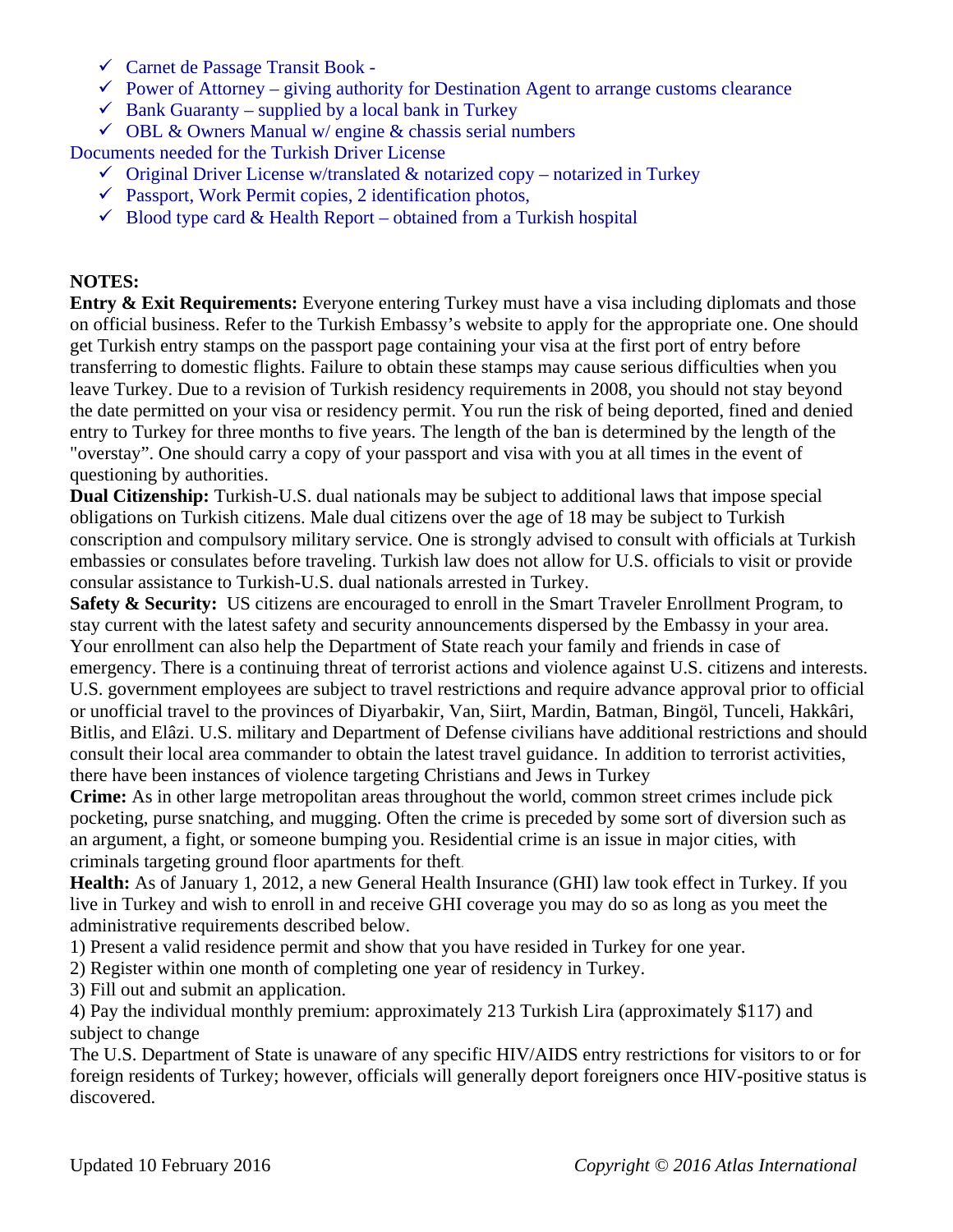- ✓ Carnet de Passage Transit Book -
- ✓ Power of Attorney – giving authority for Destination Agent to arrange customs clearance
- ✓ Bank Guaranty – supplied by a local bank in Turkey
- ✓ OBL & Owners Manual w/ engine & chassis serial numbers

Documents needed for the Turkish Driver License

- ✓ Original Driver License w/translated & notarized copy – notarized in Turkey
- ✓ Passport, Work Permit copies, 2 identification photos,
- ✓ Blood type card & Health Report – obtained from a Turkish hospital

**NOTES:**

**Entry & Exit Requirements:** Everyone entering Turkey must have a visa including diplomats and those on official business. Refer to the Turkish Embassy's website to apply for the appropriate one. One should get Turkish entry stamps on the passport page containing your visa at the first port of entry before transferring to domestic flights. Failure to obtain these stamps may cause serious difficulties when you leave Turkey. Due to a revision of Turkish residency requirements in 2008, you should not stay beyond the date permitted on your visa or residency permit. You run the risk of being deported, fined and denied entry to Turkey for three months to five years. The length of the ban is determined by the length of the "overstay". One should carry a copy of your passport and visa with you at all times in the event of questioning by authorities.

**Dual Citizenship:** Turkish-U.S. dual nationals may be subject to additional laws that impose special obligations on Turkish citizens. Male dual citizens over the age of 18 may be subject to Turkish conscription and compulsory military service. One is strongly advised to consult with officials at Turkish embassies or consulates before traveling. Turkish law does not allow for U.S. officials to visit or provide consular assistance to Turkish-U.S. dual nationals arrested in Turkey.

**Safety & Security:** US citizens are encouraged to enroll in the Smart Traveler Enrollment Program, to stay current with the latest safety and security announcements dispersed by the Embassy in your area. Your enrollment can also help the Department of State reach your family and friends in case of emergency. There is a continuing threat of terrorist actions and violence against U.S. citizens and interests. U.S. government employees are subject to travel restrictions and require advance approval prior to official or unofficial travel to the provinces of Diyarbakir, Van, Siirt, Mardin, Batman, Bingöl, Tunceli, Hakkâri, Bitlis, and Elâzi. U.S. military and Department of Defense civilians have additional restrictions and should consult their local area commander to obtain the latest travel guidance. In addition to terrorist activities, there have been instances of violence targeting Christians and Jews in Turkey

**Crime:** As in other large metropolitan areas throughout the world, common street crimes include pick pocketing, purse snatching, and mugging. Often the crime is preceded by some sort of diversion such as an argument, a fight, or someone bumping you. Residential crime is an issue in major cities, with criminals targeting ground floor apartments for theft.

**Health:** As of January 1, 2012, a new General Health Insurance (GHI) law took effect in Turkey. If you live in Turkey and wish to enroll in and receive GHI coverage you may do so as long as you meet the administrative requirements described below.

1) Present a valid residence permit and show that you have resided in Turkey for one year.
2) Register within one month of completing one year of residency in Turkey.
3) Fill out and submit an application.
4) Pay the individual monthly premium: approximately 213 Turkish Lira (approximately $117) and subject to change

The U.S. Department of State is unaware of any specific HIV/AIDS entry restrictions for visitors to or for foreign residents of Turkey; however, officials will generally deport foreigners once HIV-positive status is discovered.

Updated 10 February 2016 *Copyright © 2016 Atlas International*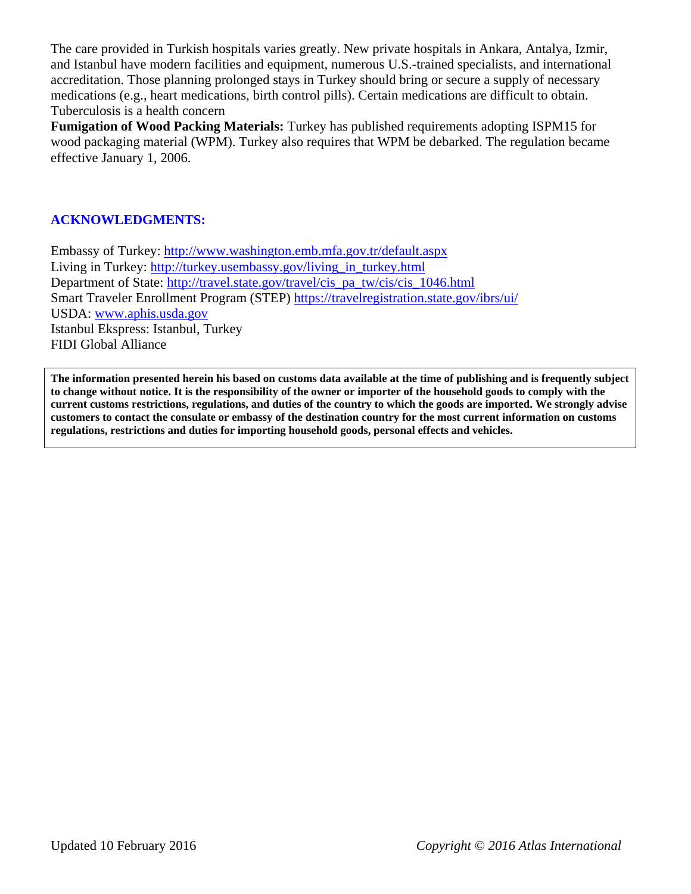The care provided in Turkish hospitals varies greatly. New private hospitals in Ankara, Antalya, Izmir, and Istanbul have modern facilities and equipment, numerous U.S.-trained specialists, and international accreditation. Those planning prolonged stays in Turkey should bring or secure a supply of necessary medications (e.g., heart medications, birth control pills). Certain medications are difficult to obtain. Tuberculosis is a health concern

**Fumigation of Wood Packing Materials:** Turkey has published requirements adopting ISPM15 for wood packaging material (WPM). Turkey also requires that WPM be debarked. The regulation became effective January 1, 2006.

## ACKNOWLEDGMENTS:

Embassy of Turkey: http://www.washington.emb.mfa.gov.tr/default.aspx
Living in Turkey: http://turkey.usembassy.gov/living_in_turkey.html
Department of State: http://travel.state.gov/travel/cis_pa_tw/cis/cis_1046.html
Smart Traveler Enrollment Program (STEP) https://travelregistration.state.gov/ibrs/ui/
USDA: www.aphis.usda.gov
Istanbul Ekspress: Istanbul, Turkey
FIDI Global Alliance

**The information presented herein his based on customs data available at the time of publishing and is frequently subject to change without notice. It is the responsibility of the owner or importer of the household goods to comply with the current customs restrictions, regulations, and duties of the country to which the goods are imported. We strongly advise customers to contact the consulate or embassy of the destination country for the most current information on customs regulations, restrictions and duties for importing household goods, personal effects and vehicles.**

Updated 10 February 2016 *Copyright © 2016 Atlas International*